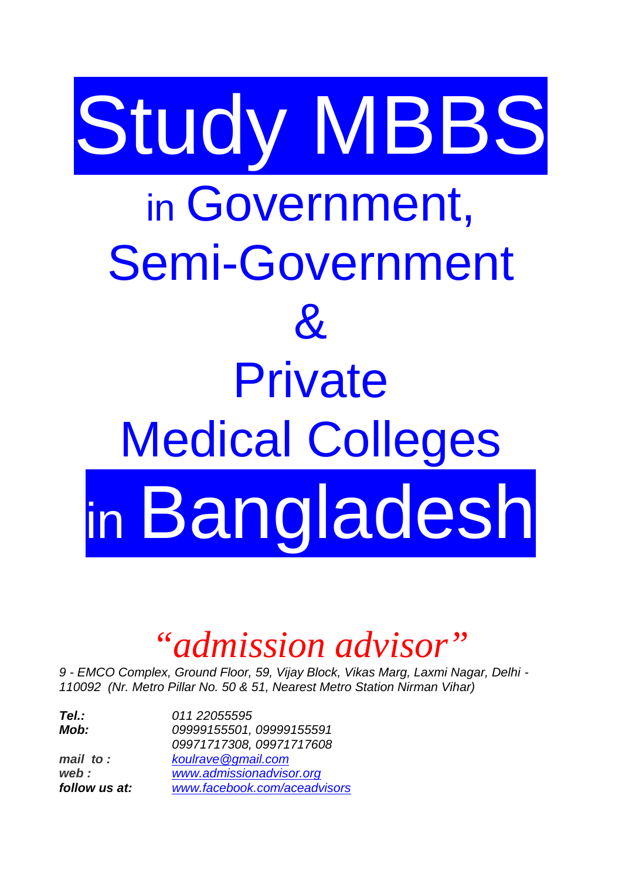# Study MBBS

# in Government, Semi-Government & Private Medical Colleges

# in Bangladesh

*"admission advisor"*

*9 - EMCO Complex, Ground Floor, 59, Vijay Block, Vikas Marg, Laxmi Nagar, Delhi - 110092 (Nr. Metro Pillar No. 50 & 51, Nearest Metro Station Nirman Vihar)*

| | |
|---|---|
| ***Tel.:*** | *011 22055595* |
| ***Mob:*** | *09999155501, 09999155591* |
| | *09971717308, 09971717608* |
| ***mail to :*** | *koulrave@gmail.com* |
| ***web :*** | *www.admissionadvisor.org* |
| ***follow us at:*** | *www.facebook.com/aceadvisors* |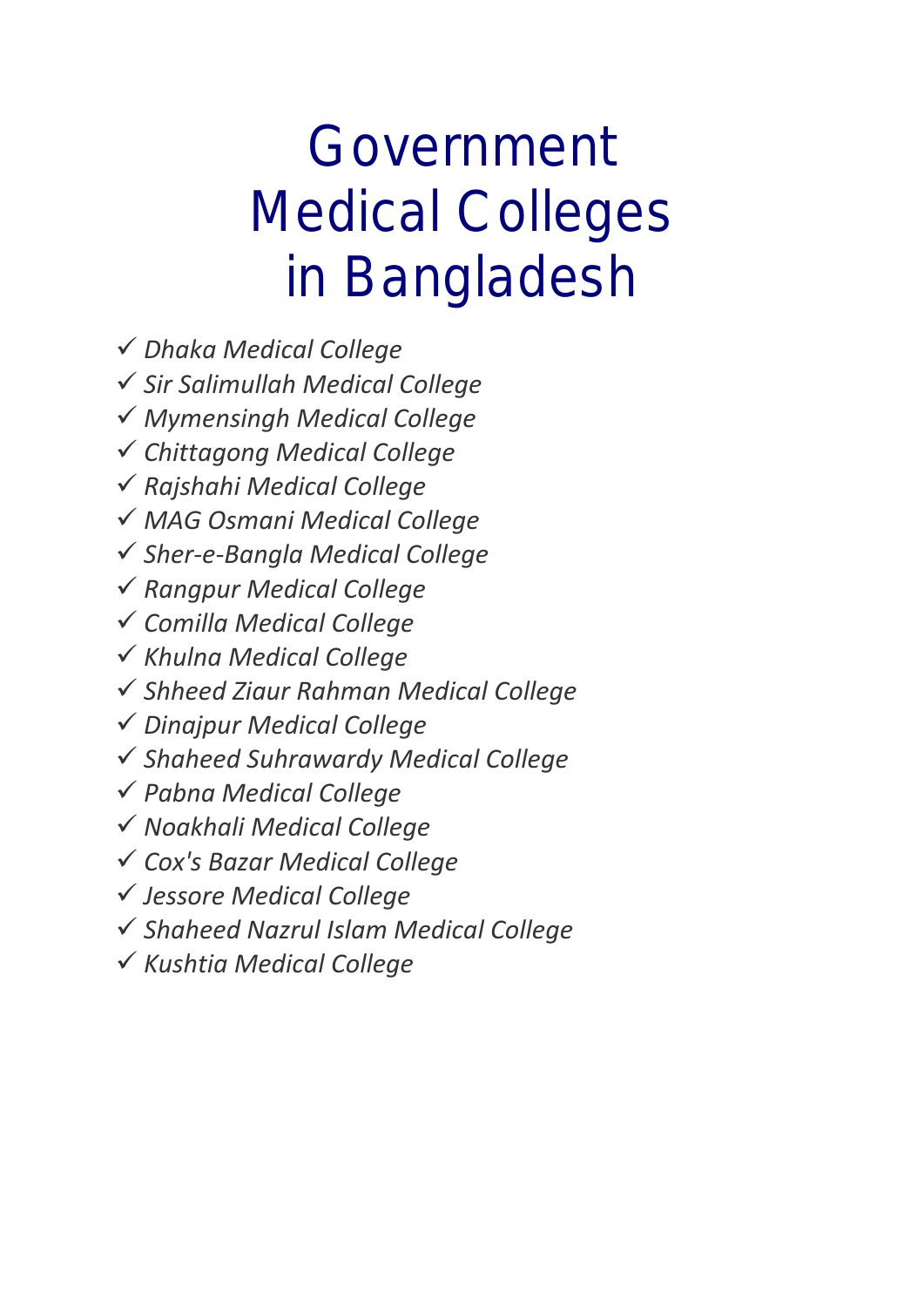# Government Medical Colleges in Bangladesh

- ✓ *Dhaka Medical College*
- ✓ *Sir Salimullah Medical College*
- ✓ *Mymensingh Medical College*
- ✓ *Chittagong Medical College*
- ✓ *Rajshahi Medical College*
- ✓ *MAG Osmani Medical College*
- ✓ *Sher-e-Bangla Medical College*
- ✓ *Rangpur Medical College*
- ✓ *Comilla Medical College*
- ✓ *Khulna Medical College*
- ✓ *Shheed Ziaur Rahman Medical College*
- ✓ *Dinajpur Medical College*
- ✓ *Shaheed Suhrawardy Medical College*
- ✓ *Pabna Medical College*
- ✓ *Noakhali Medical College*
- ✓ *Cox's Bazar Medical College*
- ✓ *Jessore Medical College*
- ✓ *Shaheed Nazrul Islam Medical College*
- ✓ *Kushtia Medical College*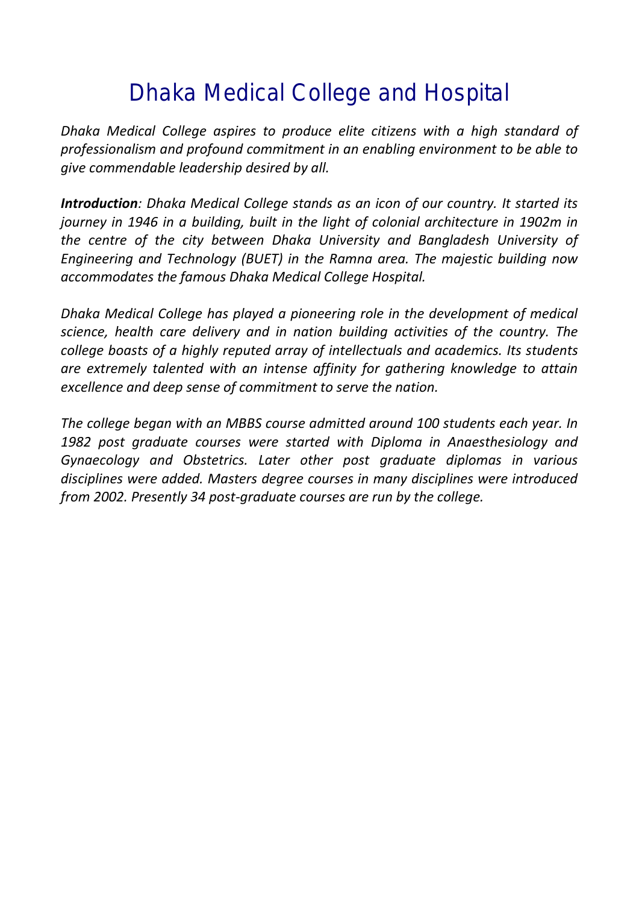# Dhaka Medical College and Hospital

*Dhaka Medical College aspires to produce elite citizens with a high standard of professionalism and profound commitment in an enabling environment to be able to give commendable leadership desired by all.*

***Introduction**: Dhaka Medical College stands as an icon of our country. It started its journey in 1946 in a building, built in the light of colonial architecture in 1902m in the centre of the city between Dhaka University and Bangladesh University of Engineering and Technology (BUET) in the Ramna area. The majestic building now accommodates the famous Dhaka Medical College Hospital.*

*Dhaka Medical College has played a pioneering role in the development of medical science, health care delivery and in nation building activities of the country. The college boasts of a highly reputed array of intellectuals and academics. Its students are extremely talented with an intense affinity for gathering knowledge to attain excellence and deep sense of commitment to serve the nation.*

*The college began with an MBBS course admitted around 100 students each year. In 1982 post graduate courses were started with Diploma in Anaesthesiology and Gynaecology and Obstetrics. Later other post graduate diplomas in various disciplines were added. Masters degree courses in many disciplines were introduced from 2002. Presently 34 post-graduate courses are run by the college.*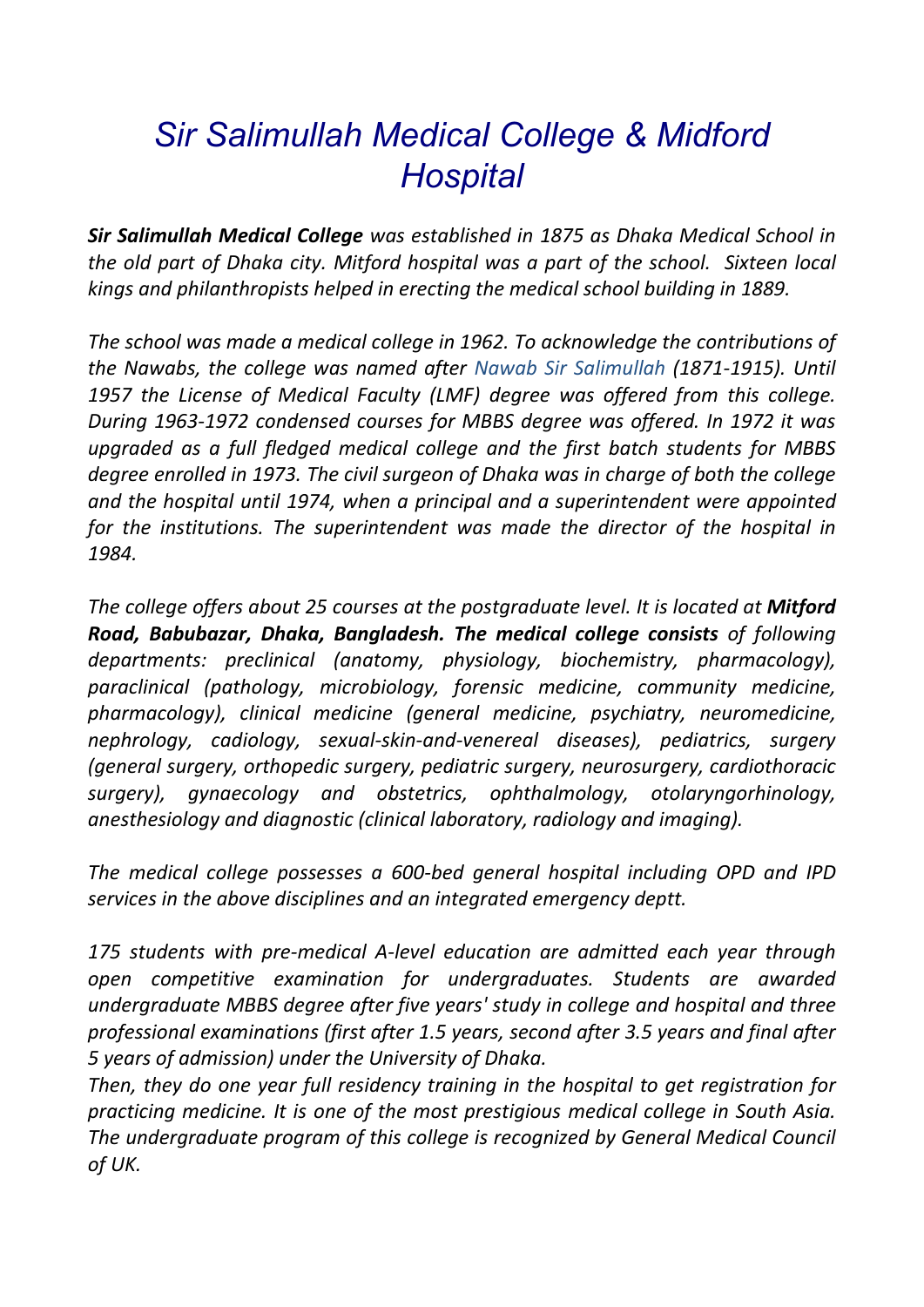# *Sir Salimullah Medical College & Midford Hospital*

***Sir Salimullah Medical College*** *was established in 1875 as Dhaka Medical School in the old part of Dhaka city. Mitford hospital was a part of the school. Sixteen local kings and philanthropists helped in erecting the medical school building in 1889.*

*The school was made a medical college in 1962. To acknowledge the contributions of the Nawabs, the college was named after Nawab Sir Salimullah (1871-1915). Until 1957 the License of Medical Faculty (LMF) degree was offered from this college. During 1963-1972 condensed courses for MBBS degree was offered. In 1972 it was upgraded as a full fledged medical college and the first batch students for MBBS degree enrolled in 1973. The civil surgeon of Dhaka was in charge of both the college and the hospital until 1974, when a principal and a superintendent were appointed for the institutions. The superintendent was made the director of the hospital in 1984.*

*The college offers about 25 courses at the postgraduate level. It is located at* ***Mitford Road, Babubazar, Dhaka, Bangladesh. The medical college consists*** *of following departments: preclinical (anatomy, physiology, biochemistry, pharmacology), paraclinical (pathology, microbiology, forensic medicine, community medicine, pharmacology), clinical medicine (general medicine, psychiatry, neuromedicine, nephrology, cadiology, sexual-skin-and-venereal diseases), pediatrics, surgery (general surgery, orthopedic surgery, pediatric surgery, neurosurgery, cardiothoracic surgery), gynaecology and obstetrics, ophthalmology, otolaryngorhinology, anesthesiology and diagnostic (clinical laboratory, radiology and imaging).*

*The medical college possesses a 600-bed general hospital including OPD and IPD services in the above disciplines and an integrated emergency deptt.*

*175 students with pre-medical A-level education are admitted each year through open competitive examination for undergraduates. Students are awarded undergraduate MBBS degree after five years' study in college and hospital and three professional examinations (first after 1.5 years, second after 3.5 years and final after 5 years of admission) under the University of Dhaka.*

*Then, they do one year full residency training in the hospital to get registration for practicing medicine. It is one of the most prestigious medical college in South Asia. The undergraduate program of this college is recognized by General Medical Council of UK.*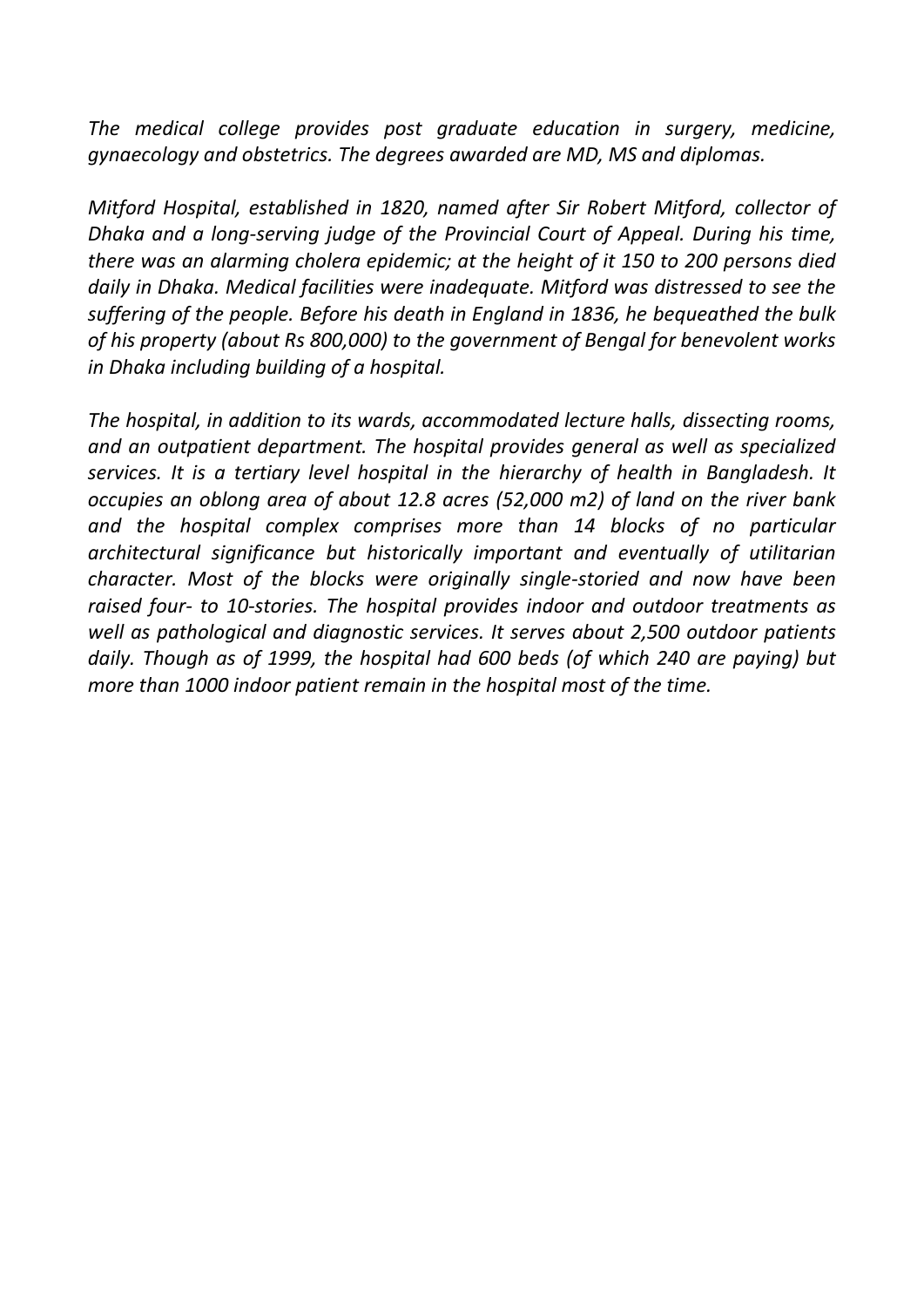*The medical college provides post graduate education in surgery, medicine, gynaecology and obstetrics. The degrees awarded are MD, MS and diplomas.*

*Mitford Hospital, established in 1820, named after Sir Robert Mitford, collector of Dhaka and a long-serving judge of the Provincial Court of Appeal. During his time, there was an alarming cholera epidemic; at the height of it 150 to 200 persons died daily in Dhaka. Medical facilities were inadequate. Mitford was distressed to see the suffering of the people. Before his death in England in 1836, he bequeathed the bulk of his property (about Rs 800,000) to the government of Bengal for benevolent works in Dhaka including building of a hospital.*

*The hospital, in addition to its wards, accommodated lecture halls, dissecting rooms, and an outpatient department. The hospital provides general as well as specialized services. It is a tertiary level hospital in the hierarchy of health in Bangladesh. It occupies an oblong area of about 12.8 acres (52,000 m2) of land on the river bank and the hospital complex comprises more than 14 blocks of no particular architectural significance but historically important and eventually of utilitarian character. Most of the blocks were originally single-storied and now have been raised four- to 10-stories. The hospital provides indoor and outdoor treatments as well as pathological and diagnostic services. It serves about 2,500 outdoor patients daily. Though as of 1999, the hospital had 600 beds (of which 240 are paying) but more than 1000 indoor patient remain in the hospital most of the time.*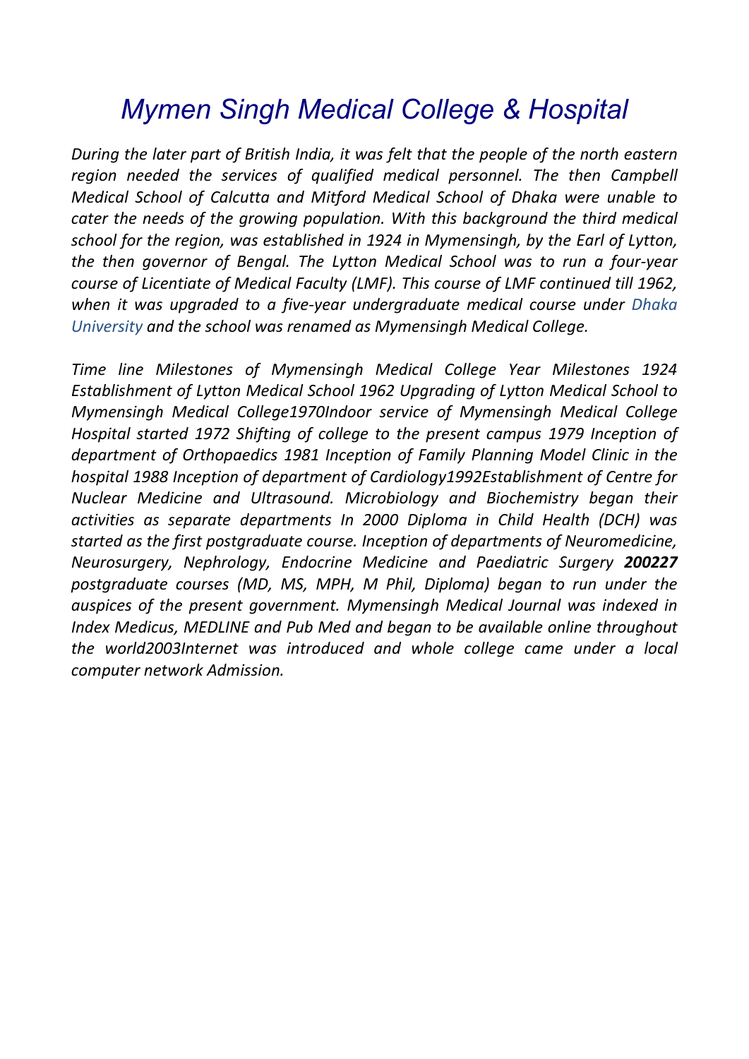# *Mymen Singh Medical College & Hospital*

*During the later part of British India, it was felt that the people of the north eastern region needed the services of qualified medical personnel. The then Campbell Medical School of Calcutta and Mitford Medical School of Dhaka were unable to cater the needs of the growing population. With this background the third medical school for the region, was established in 1924 in Mymensingh, by the Earl of Lytton, the then governor of Bengal. The Lytton Medical School was to run a four-year course of Licentiate of Medical Faculty (LMF). This course of LMF continued till 1962, when it was upgraded to a five-year undergraduate medical course under Dhaka University and the school was renamed as Mymensingh Medical College.*

*Time line Milestones of Mymensingh Medical College Year Milestones 1924 Establishment of Lytton Medical School 1962 Upgrading of Lytton Medical School to Mymensingh Medical College1970Indoor service of Mymensingh Medical College Hospital started 1972 Shifting of college to the present campus 1979 Inception of department of Orthopaedics 1981 Inception of Family Planning Model Clinic in the hospital 1988 Inception of department of Cardiology1992Establishment of Centre for Nuclear Medicine and Ultrasound. Microbiology and Biochemistry began their activities as separate departments In 2000 Diploma in Child Health (DCH) was started as the first postgraduate course. Inception of departments of Neuromedicine, Neurosurgery, Nephrology, Endocrine Medicine and Paediatric Surgery **200227** postgraduate courses (MD, MS, MPH, M Phil, Diploma) began to run under the auspices of the present government. Mymensingh Medical Journal was indexed in Index Medicus, MEDLINE and Pub Med and began to be available online throughout the world2003Internet was introduced and whole college came under a local computer network Admission.*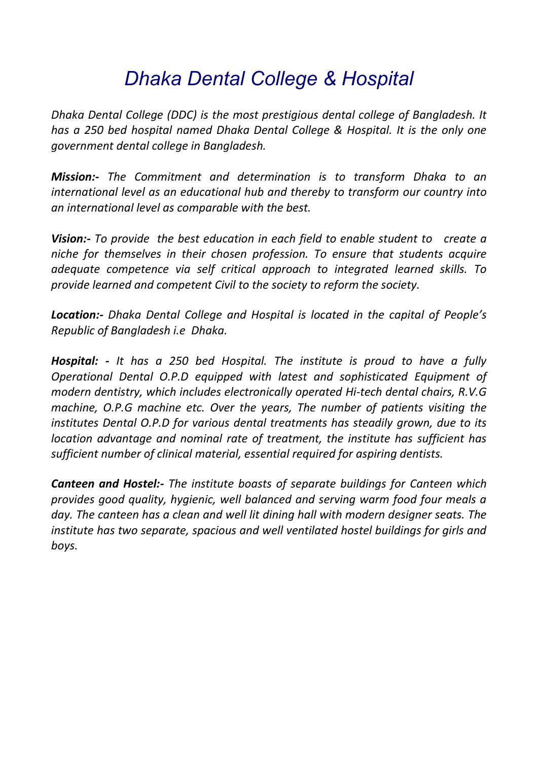# *Dhaka Dental College & Hospital*

*Dhaka Dental College (DDC) is the most prestigious dental college of Bangladesh. It has a 250 bed hospital named Dhaka Dental College & Hospital. It is the only one government dental college in Bangladesh.*

***Mission:-*** *The Commitment and determination is to transform Dhaka to an international level as an educational hub and thereby to transform our country into an international level as comparable with the best.*

***Vision:-*** *To provide the best education in each field to enable student to create a niche for themselves in their chosen profession. To ensure that students acquire adequate competence via self critical approach to integrated learned skills. To provide learned and competent Civil to the society to reform the society.*

***Location:-*** *Dhaka Dental College and Hospital is located in the capital of People's Republic of Bangladesh i.e Dhaka.*

***Hospital: -*** *It has a 250 bed Hospital. The institute is proud to have a fully Operational Dental O.P.D equipped with latest and sophisticated Equipment of modern dentistry, which includes electronically operated Hi-tech dental chairs, R.V.G machine, O.P.G machine etc. Over the years, The number of patients visiting the institutes Dental O.P.D for various dental treatments has steadily grown, due to its location advantage and nominal rate of treatment, the institute has sufficient has sufficient number of clinical material, essential required for aspiring dentists.*

***Canteen and Hostel:-*** *The institute boasts of separate buildings for Canteen which provides good quality, hygienic, well balanced and serving warm food four meals a day. The canteen has a clean and well lit dining hall with modern designer seats. The institute has two separate, spacious and well ventilated hostel buildings for girls and boys.*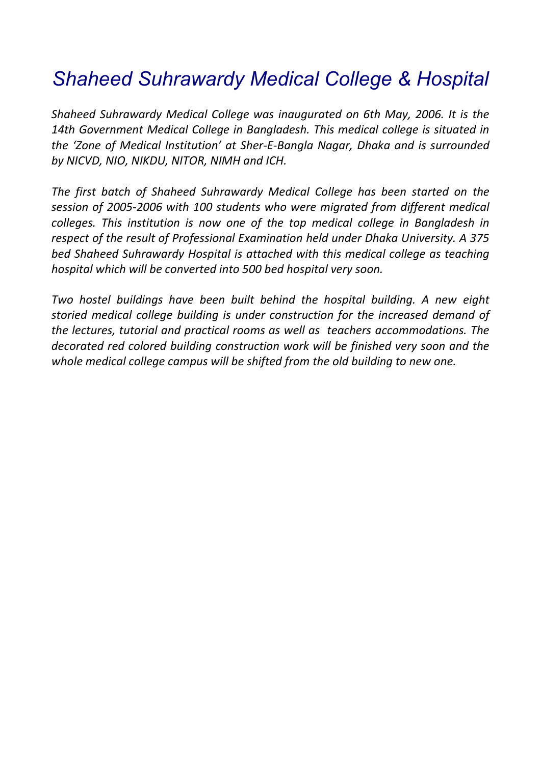# *Shaheed Suhrawardy Medical College & Hospital*

*Shaheed Suhrawardy Medical College was inaugurated on 6th May, 2006. It is the 14th Government Medical College in Bangladesh. This medical college is situated in the 'Zone of Medical Institution' at Sher-E-Bangla Nagar, Dhaka and is surrounded by NICVD, NIO, NIKDU, NITOR, NIMH and ICH.*

*The first batch of Shaheed Suhrawardy Medical College has been started on the session of 2005-2006 with 100 students who were migrated from different medical colleges. This institution is now one of the top medical college in Bangladesh in respect of the result of Professional Examination held under Dhaka University. A 375 bed Shaheed Suhrawardy Hospital is attached with this medical college as teaching hospital which will be converted into 500 bed hospital very soon.*

*Two hostel buildings have been built behind the hospital building. A new eight storied medical college building is under construction for the increased demand of the lectures, tutorial and practical rooms as well as teachers accommodations. The decorated red colored building construction work will be finished very soon and the whole medical college campus will be shifted from the old building to new one.*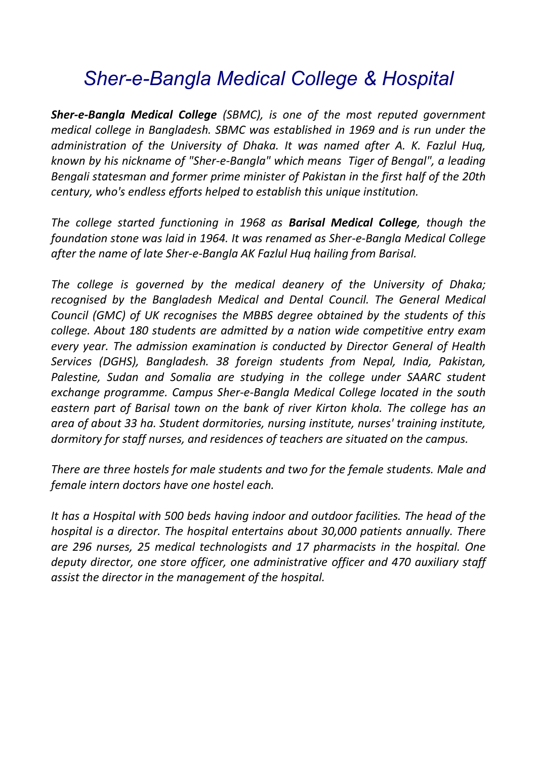# *Sher-e-Bangla Medical College & Hospital*

***Sher-e-Bangla Medical College*** *(SBMC), is one of the most reputed government medical college in Bangladesh. SBMC was established in 1969 and is run under the administration of the University of Dhaka. It was named after A. K. Fazlul Huq, known by his nickname of "Sher-e-Bangla" which means Tiger of Bengal", a leading Bengali statesman and former prime minister of Pakistan in the first half of the 20th century, who's endless efforts helped to establish this unique institution.*

*The college started functioning in 1968 as* ***Barisal Medical College****, though the foundation stone was laid in 1964. It was renamed as Sher-e-Bangla Medical College after the name of late Sher-e-Bangla AK Fazlul Huq hailing from Barisal.*

*The college is governed by the medical deanery of the University of Dhaka; recognised by the Bangladesh Medical and Dental Council. The General Medical Council (GMC) of UK recognises the MBBS degree obtained by the students of this college. About 180 students are admitted by a nation wide competitive entry exam every year. The admission examination is conducted by Director General of Health Services (DGHS), Bangladesh. 38 foreign students from Nepal, India, Pakistan, Palestine, Sudan and Somalia are studying in the college under SAARC student exchange programme. Campus Sher-e-Bangla Medical College located in the south eastern part of Barisal town on the bank of river Kirton khola. The college has an area of about 33 ha. Student dormitories, nursing institute, nurses' training institute, dormitory for staff nurses, and residences of teachers are situated on the campus.*

*There are three hostels for male students and two for the female students. Male and female intern doctors have one hostel each.*

*It has a Hospital with 500 beds having indoor and outdoor facilities. The head of the hospital is a director. The hospital entertains about 30,000 patients annually. There are 296 nurses, 25 medical technologists and 17 pharmacists in the hospital. One deputy director, one store officer, one administrative officer and 470 auxiliary staff assist the director in the management of the hospital.*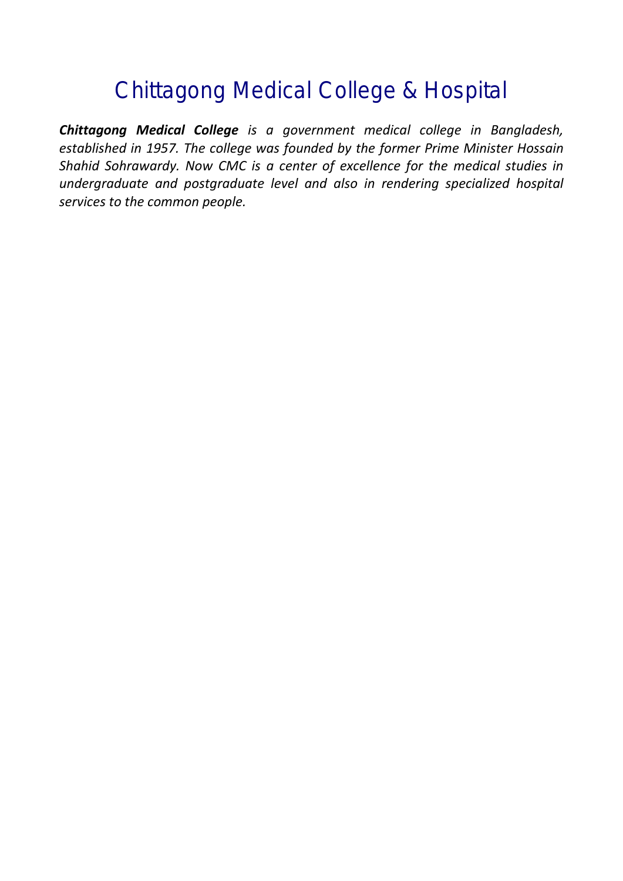# Chittagong Medical College & Hospital

***Chittagong Medical College** is a government medical college in Bangladesh, established in 1957. The college was founded by the former Prime Minister Hossain Shahid Sohrawardy. Now CMC is a center of excellence for the medical studies in undergraduate and postgraduate level and also in rendering specialized hospital services to the common people.*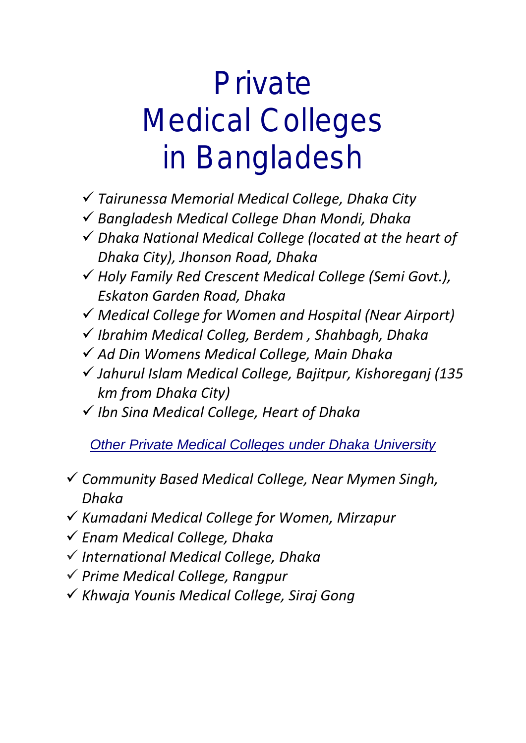# Private Medical Colleges in Bangladesh

- ✓ *Tairunessa Memorial Medical College, Dhaka City*
- ✓ *Bangladesh Medical College Dhan Mondi, Dhaka*
- ✓ *Dhaka National Medical College (located at the heart of Dhaka City), Jhonson Road, Dhaka*
- ✓ *Holy Family Red Crescent Medical College (Semi Govt.), Eskaton Garden Road, Dhaka*
- ✓ *Medical College for Women and Hospital (Near Airport)*
- ✓ *Ibrahim Medical Colleg, Berdem , Shahbagh, Dhaka*
- ✓ *Ad Din Womens Medical College, Main Dhaka*
- ✓ *Jahurul Islam Medical College, Bajitpur, Kishoreganj (135 km from Dhaka City)*
- ✓ *Ibn Sina Medical College, Heart of Dhaka*

*Other Private Medical Colleges under Dhaka University*

- ✓ *Community Based Medical College, Near Mymen Singh, Dhaka*
- ✓ *Kumadani Medical College for Women, Mirzapur*
- ✓ *Enam Medical College, Dhaka*
- ✓ *International Medical College, Dhaka*
- ✓ *Prime Medical College, Rangpur*
- ✓ *Khwaja Younis Medical College, Siraj Gong*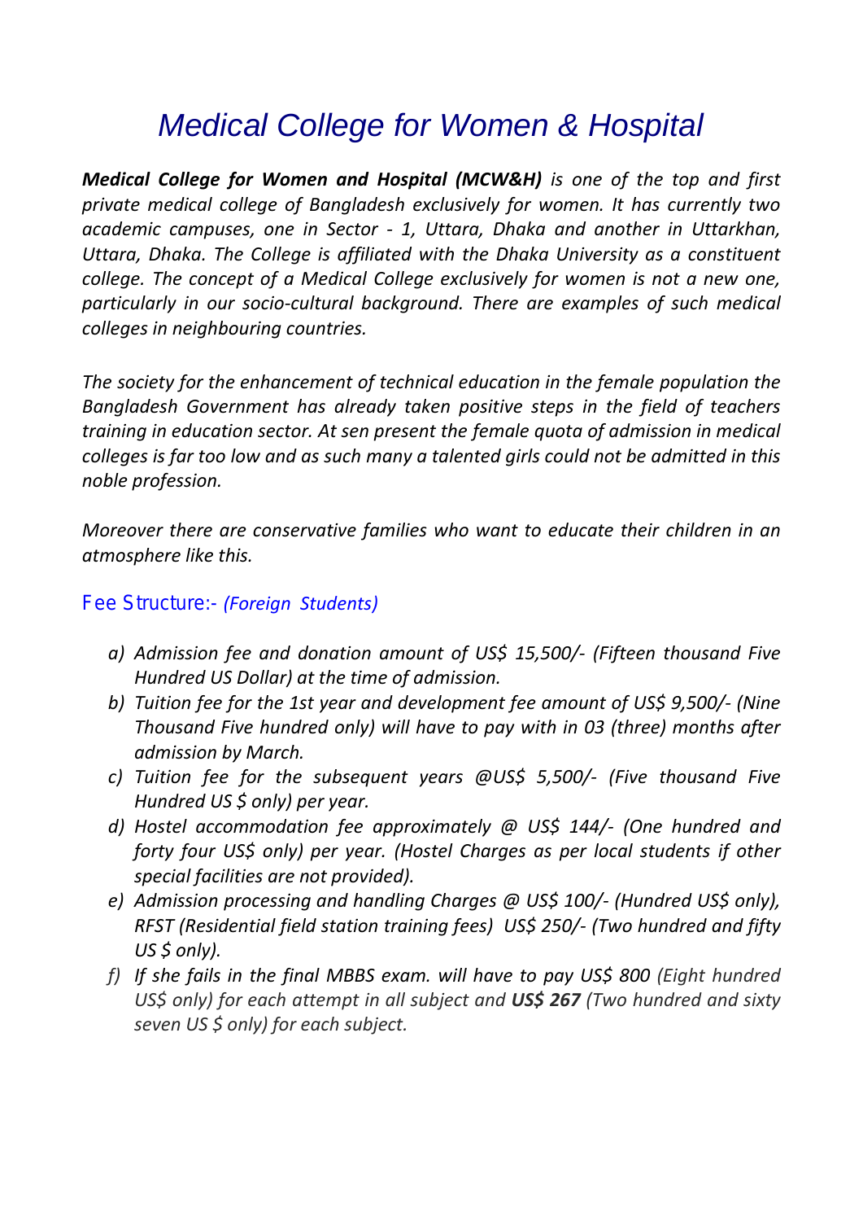# Medical College for Women & Hospital

***Medical College for Women and Hospital (MCW&H)*** *is one of the top and first private medical college of Bangladesh exclusively for women. It has currently two academic campuses, one in Sector - 1, Uttara, Dhaka and another in Uttarkhan, Uttara, Dhaka. The College is affiliated with the Dhaka University as a constituent college. The concept of a Medical College exclusively for women is not a new one, particularly in our socio-cultural background. There are examples of such medical colleges in neighbouring countries.*

*The society for the enhancement of technical education in the female population the Bangladesh Government has already taken positive steps in the field of teachers training in education sector. At sen present the female quota of admission in medical colleges is far too low and as such many a talented girls could not be admitted in this noble profession.*

*Moreover there are conservative families who want to educate their children in an atmosphere like this.*

## Fee Structure:- *(Foreign Students)*

a) *Admission fee and donation amount of US$ 15,500/- (Fifteen thousand Five Hundred US Dollar) at the time of admission.*
b) *Tuition fee for the 1st year and development fee amount of US$ 9,500/- (Nine Thousand Five hundred only) will have to pay with in 03 (three) months after admission by March.*
c) *Tuition fee for the subsequent years @US$ 5,500/- (Five thousand Five Hundred US $ only) per year.*
d) *Hostel accommodation fee approximately @ US$ 144/- (One hundred and forty four US$ only) per year. (Hostel Charges as per local students if other special facilities are not provided).*
e) *Admission processing and handling Charges @ US$ 100/- (Hundred US$ only), RFST (Residential field station training fees) US$ 250/- (Two hundred and fifty US $ only).*
f) *If she fails in the final MBBS exam. will have to pay US$ 800 (Eight hundred US$ only) for each attempt in all subject and **US$ 267** (Two hundred and sixty seven US $ only) for each subject.*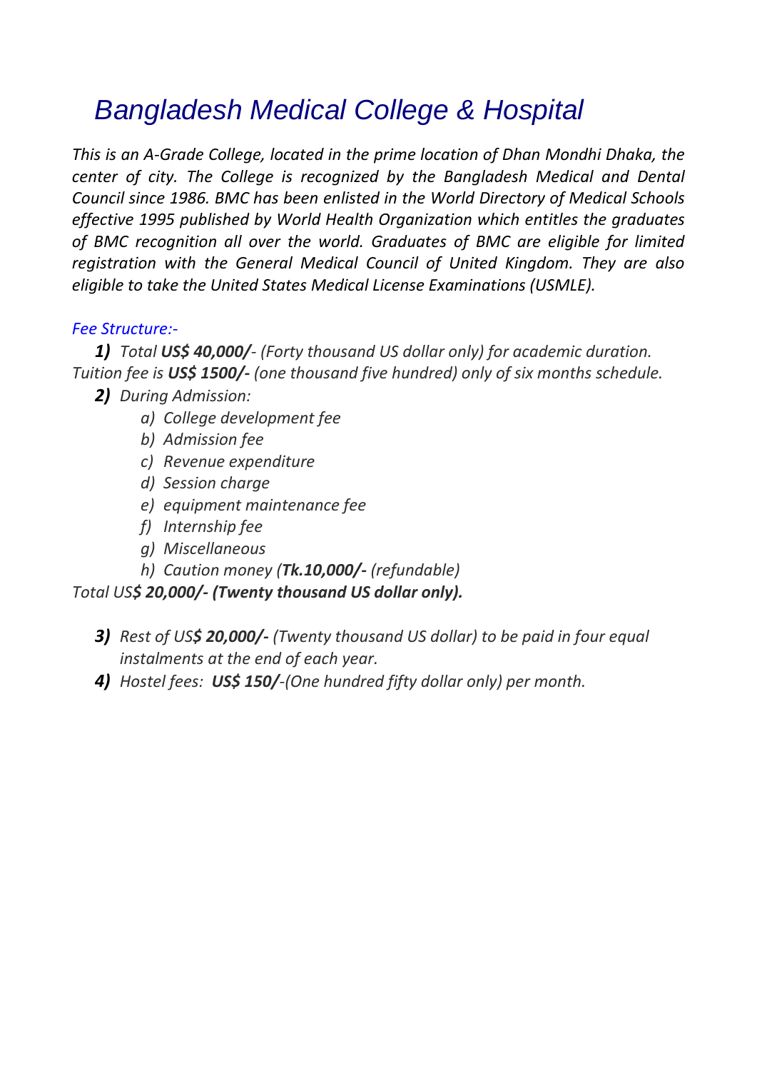# *Bangladesh Medical College & Hospital*

*This is an A-Grade College, located in the prime location of Dhan Mondhi Dhaka, the center of city. The College is recognized by the Bangladesh Medical and Dental Council since 1986. BMC has been enlisted in the World Directory of Medical Schools effective 1995 published by World Health Organization which entitles the graduates of BMC recognition all over the world. Graduates of BMC are eligible for limited registration with the General Medical Council of United Kingdom. They are also eligible to take the United States Medical License Examinations (USMLE).*

*Fee Structure:-*

**1)** *Total **US$ 40,000/**- (Forty thousand US dollar only) for academic duration. Tuition fee is **US$ 1500/-** (one thousand five hundred) only of six months schedule.*

**2)** *During Admission:*

   a) *College development fee*
   b) *Admission fee*
   c) *Revenue expenditure*
   d) *Session charge*
   e) *equipment maintenance fee*
   f) *Internship fee*
   g) *Miscellaneous*
   h) *Caution money (**Tk.10,000/-** (refundable)*

*Total US**$ 20,000/- (Twenty thousand US dollar only).***

**3)** *Rest of US**$ 20,000/-** (Twenty thousand US dollar) to be paid in four equal instalments at the end of each year.*

**4)** *Hostel fees: **US$ 150/**-(One hundred fifty dollar only) per month.*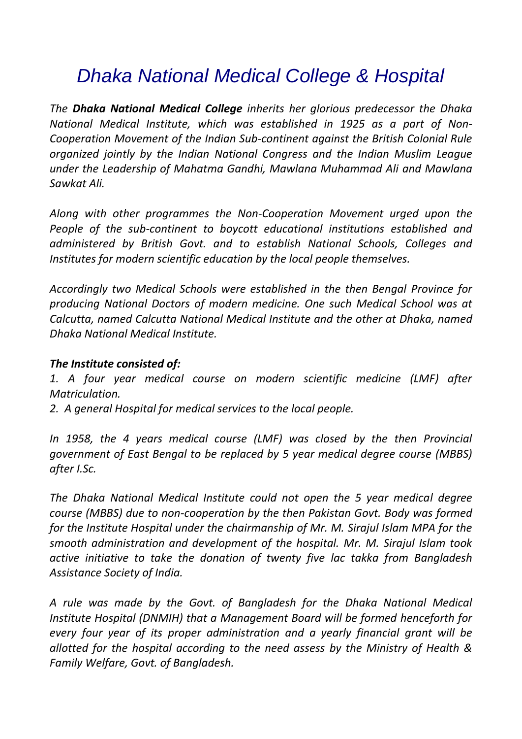# Dhaka National Medical College & Hospital

*The **Dhaka National Medical College** inherits her glorious predecessor the Dhaka National Medical Institute, which was established in 1925 as a part of Non-Cooperation Movement of the Indian Sub-continent against the British Colonial Rule organized jointly by the Indian National Congress and the Indian Muslim League under the Leadership of Mahatma Gandhi, Mawlana Muhammad Ali and Mawlana Sawkat Ali.*

*Along with other programmes the Non-Cooperation Movement urged upon the People of the sub-continent to boycott educational institutions established and administered by British Govt. and to establish National Schools, Colleges and Institutes for modern scientific education by the local people themselves.*

*Accordingly two Medical Schools were established in the then Bengal Province for producing National Doctors of modern medicine. One such Medical School was at Calcutta, named Calcutta National Medical Institute and the other at Dhaka, named Dhaka National Medical Institute.*

***The Institute consisted of:***

*1. A four year medical course on modern scientific medicine (LMF) after Matriculation.*

*2. A general Hospital for medical services to the local people.*

*In 1958, the 4 years medical course (LMF) was closed by the then Provincial government of East Bengal to be replaced by 5 year medical degree course (MBBS) after I.Sc.*

*The Dhaka National Medical Institute could not open the 5 year medical degree course (MBBS) due to non-cooperation by the then Pakistan Govt. Body was formed for the Institute Hospital under the chairmanship of Mr. M. Sirajul Islam MPA for the smooth administration and development of the hospital. Mr. M. Sirajul Islam took active initiative to take the donation of twenty five lac takka from Bangladesh Assistance Society of India.*

*A rule was made by the Govt. of Bangladesh for the Dhaka National Medical Institute Hospital (DNMIH) that a Management Board will be formed henceforth for every four year of its proper administration and a yearly financial grant will be allotted for the hospital according to the need assess by the Ministry of Health & Family Welfare, Govt. of Bangladesh.*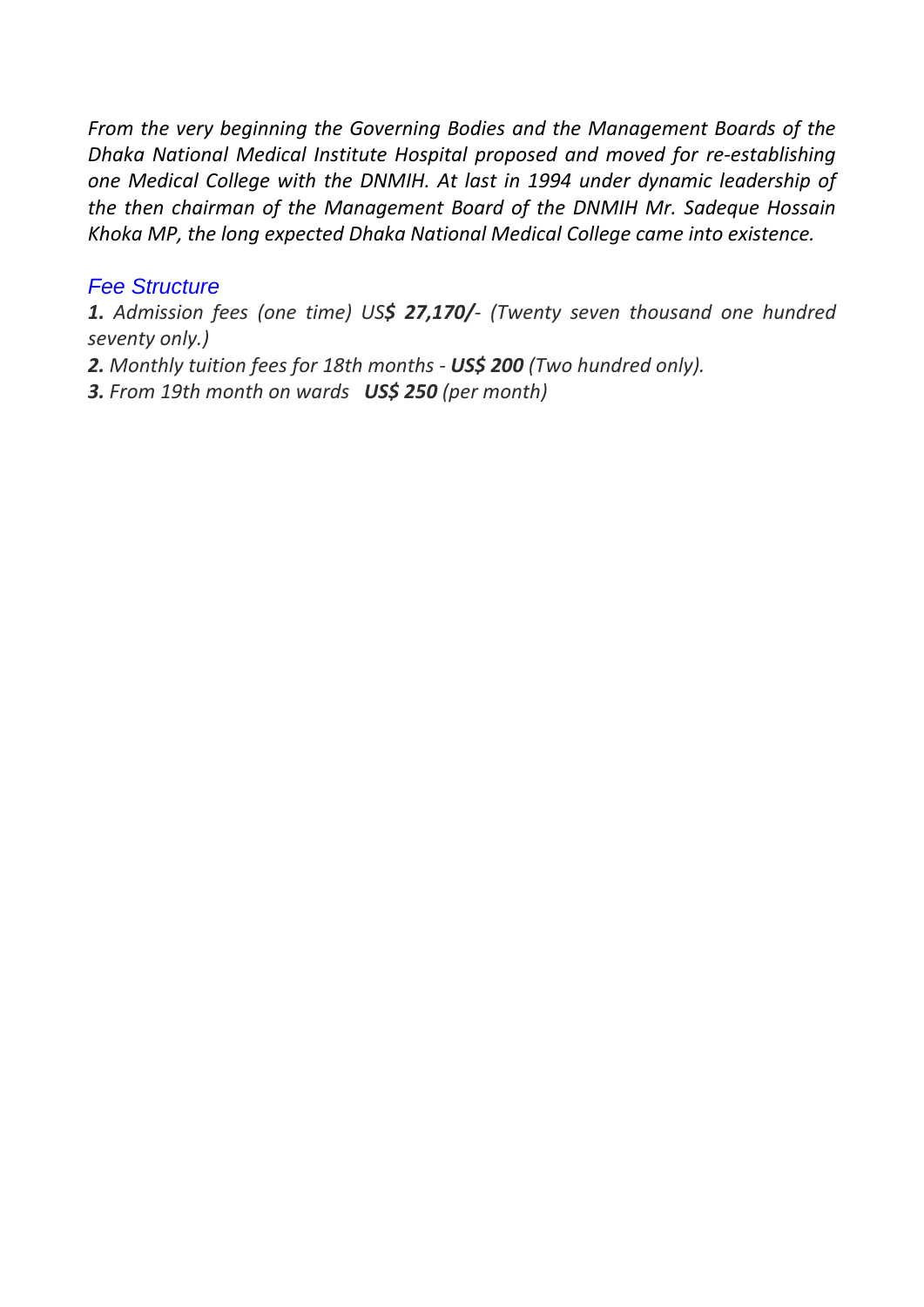*From the very beginning the Governing Bodies and the Management Boards of the Dhaka National Medical Institute Hospital proposed and moved for re-establishing one Medical College with the DNMIH. At last in 1994 under dynamic leadership of the then chairman of the Management Board of the DNMIH Mr. Sadeque Hossain Khoka MP, the long expected Dhaka National Medical College came into existence.*

## *Fee Structure*

***1.*** *Admission fees (one time) US**$ 27,170/**- (Twenty seven thousand one hundred seventy only.)*

***2.*** *Monthly tuition fees for 18th months -* ***US$ 200*** *(Two hundred only).*

***3.*** *From 19th month on wards* ***US$ 250*** *(per month)*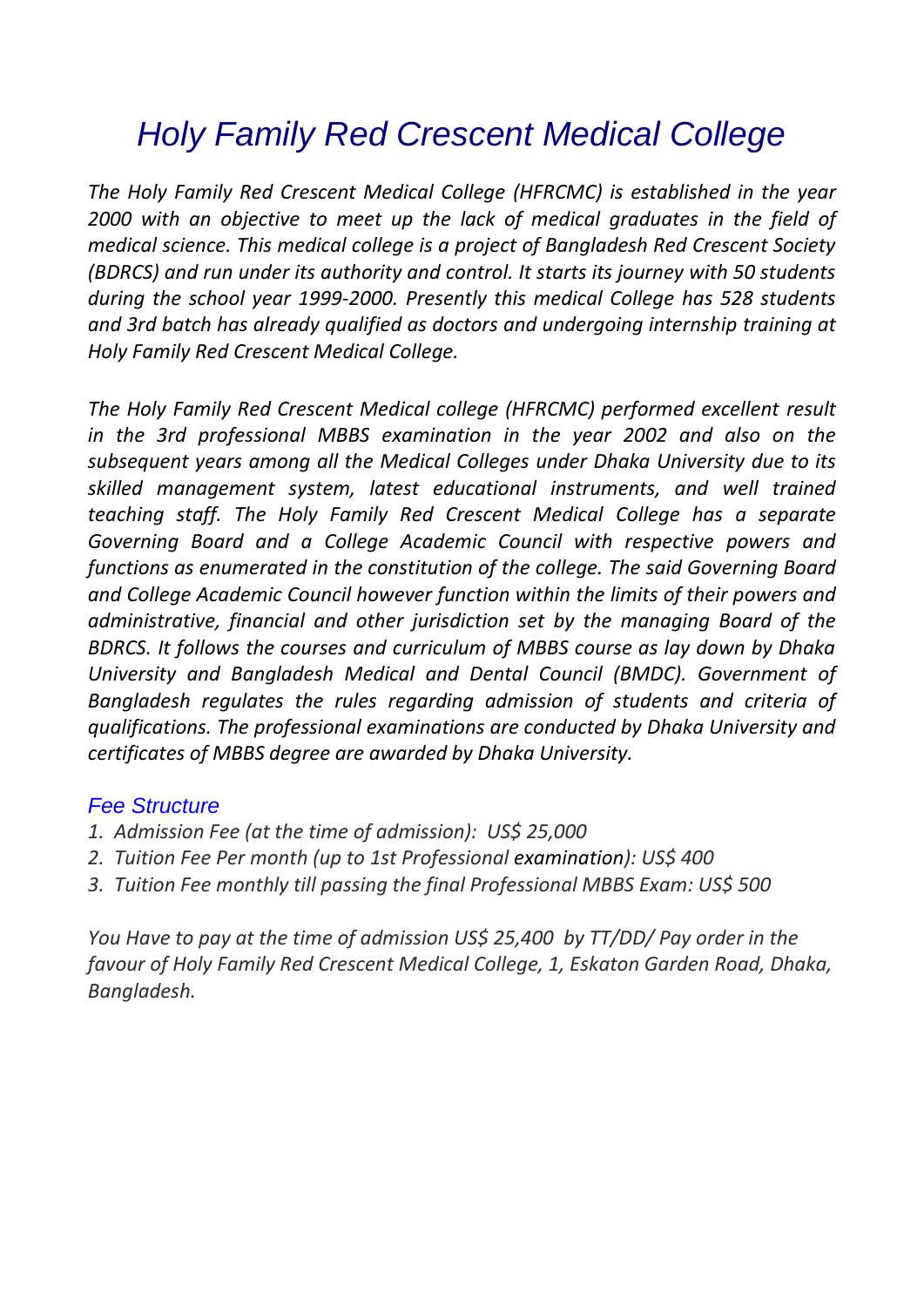# *Holy Family Red Crescent Medical College*

*The Holy Family Red Crescent Medical College (HFRCMC) is established in the year 2000 with an objective to meet up the lack of medical graduates in the field of medical science. This medical college is a project of Bangladesh Red Crescent Society (BDRCS) and run under its authority and control. It starts its journey with 50 students during the school year 1999-2000. Presently this medical College has 528 students and 3rd batch has already qualified as doctors and undergoing internship training at Holy Family Red Crescent Medical College.*

*The Holy Family Red Crescent Medical college (HFRCMC) performed excellent result in the 3rd professional MBBS examination in the year 2002 and also on the subsequent years among all the Medical Colleges under Dhaka University due to its skilled management system, latest educational instruments, and well trained teaching staff. The Holy Family Red Crescent Medical College has a separate Governing Board and a College Academic Council with respective powers and functions as enumerated in the constitution of the college. The said Governing Board and College Academic Council however function within the limits of their powers and administrative, financial and other jurisdiction set by the managing Board of the BDRCS. It follows the courses and curriculum of MBBS course as lay down by Dhaka University and Bangladesh Medical and Dental Council (BMDC). Government of Bangladesh regulates the rules regarding admission of students and criteria of qualifications. The professional examinations are conducted by Dhaka University and certificates of MBBS degree are awarded by Dhaka University.*

### *Fee Structure*

1. *Admission Fee (at the time of admission): US$ 25,000*
2. *Tuition Fee Per month (up to 1st Professional examination): US$ 400*
3. *Tuition Fee monthly till passing the final Professional MBBS Exam: US$ 500*

*You Have to pay at the time of admission US$ 25,400 by TT/DD/ Pay order in the favour of Holy Family Red Crescent Medical College, 1, Eskaton Garden Road, Dhaka, Bangladesh.*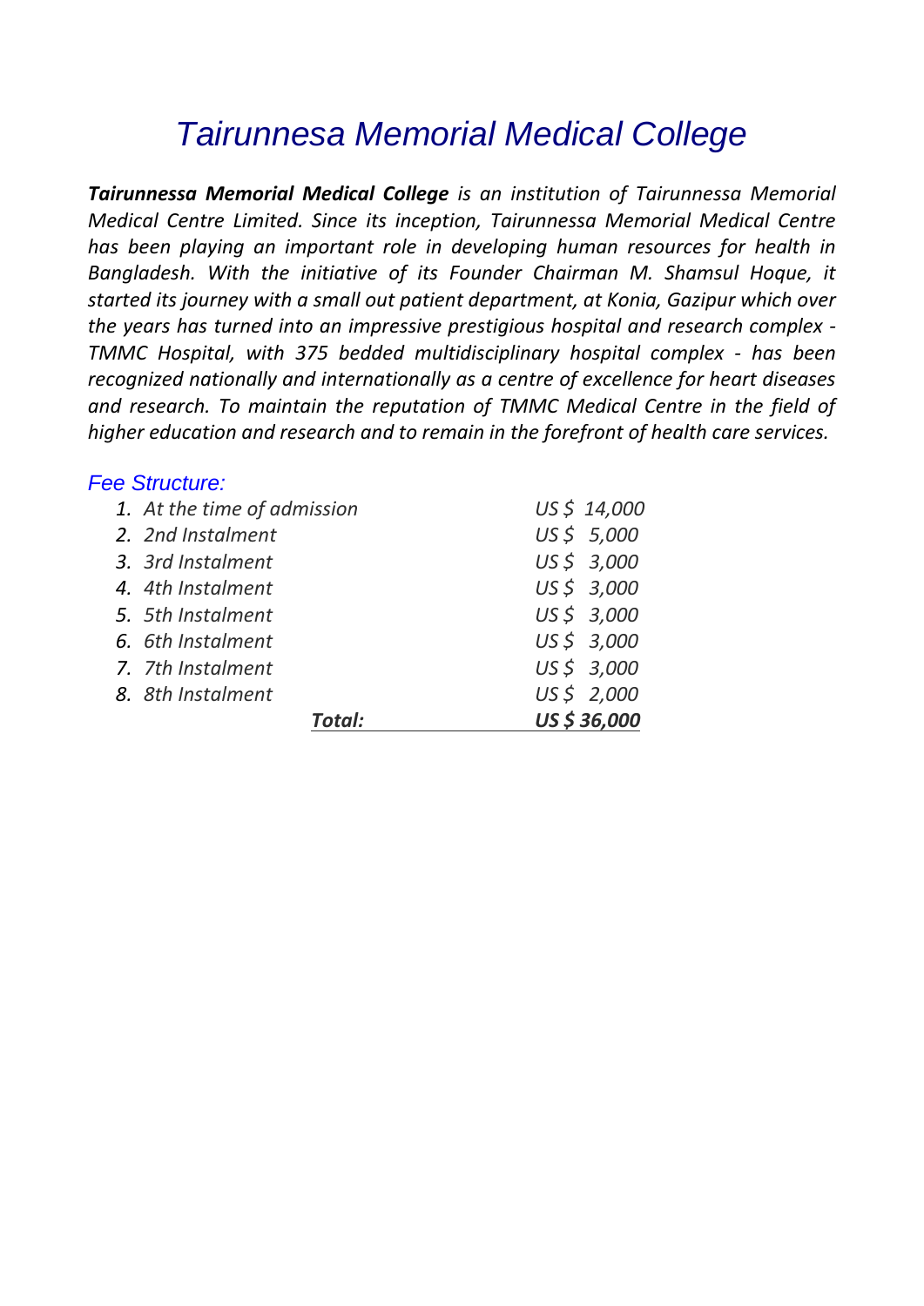# Tairunnesa Memorial Medical College

***Tairunnessa Memorial Medical College*** *is an institution of Tairunnessa Memorial Medical Centre Limited. Since its inception, Tairunnessa Memorial Medical Centre has been playing an important role in developing human resources for health in Bangladesh. With the initiative of its Founder Chairman M. Shamsul Hoque, it started its journey with a small out patient department, at Konia, Gazipur which over the years has turned into an impressive prestigious hospital and research complex - TMMC Hospital, with 375 bedded multidisciplinary hospital complex - has been recognized nationally and internationally as a centre of excellence for heart diseases and research. To maintain the reputation of TMMC Medical Centre in the field of higher education and research and to remain in the forefront of health care services.*

## *Fee Structure:*

| | |
|---|---|
| *1. At the time of admission* | *US $ 14,000* |
| *2. 2nd Instalment* | *US $ 5,000* |
| *3. 3rd Instalment* | *US $ 3,000* |
| *4. 4th Instalment* | *US $ 3,000* |
| *5. 5th Instalment* | *US $ 3,000* |
| *6. 6th Instalment* | *US $ 3,000* |
| *7. 7th Instalment* | *US $ 3,000* |
| *8. 8th Instalment* | *US $ 2,000* |
| ***Total:*** | ***US $ 36,000*** |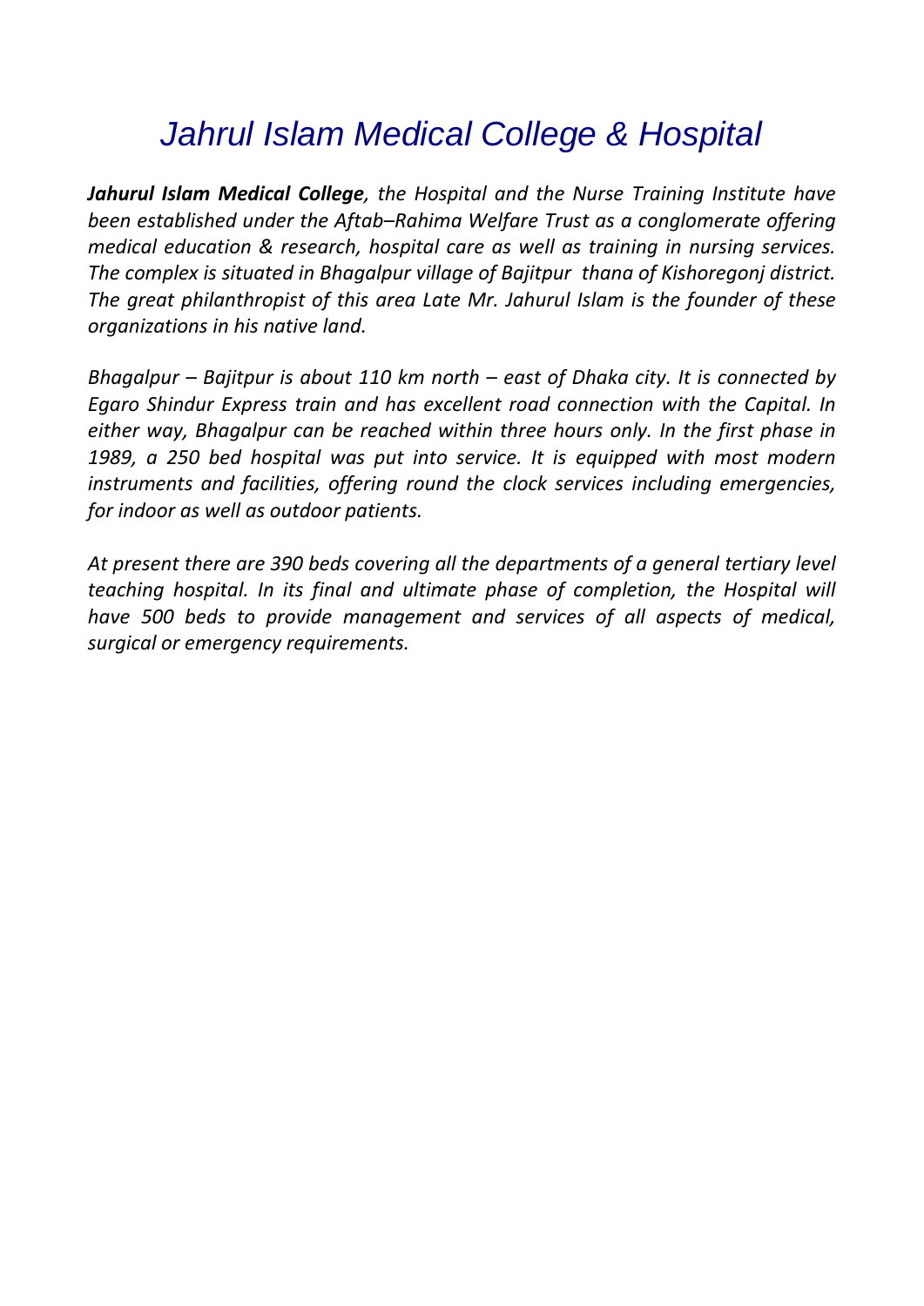# *Jahrul Islam Medical College & Hospital*

***Jahurul Islam Medical College****, the Hospital and the Nurse Training Institute have been established under the Aftab–Rahima Welfare Trust as a conglomerate offering medical education & research, hospital care as well as training in nursing services. The complex is situated in Bhagalpur village of Bajitpur thana of Kishoregonj district. The great philanthropist of this area Late Mr. Jahurul Islam is the founder of these organizations in his native land.*

*Bhagalpur – Bajitpur is about 110 km north – east of Dhaka city. It is connected by Egaro Shindur Express train and has excellent road connection with the Capital. In either way, Bhagalpur can be reached within three hours only. In the first phase in 1989, a 250 bed hospital was put into service. It is equipped with most modern instruments and facilities, offering round the clock services including emergencies, for indoor as well as outdoor patients.*

*At present there are 390 beds covering all the departments of a general tertiary level teaching hospital. In its final and ultimate phase of completion, the Hospital will have 500 beds to provide management and services of all aspects of medical, surgical or emergency requirements.*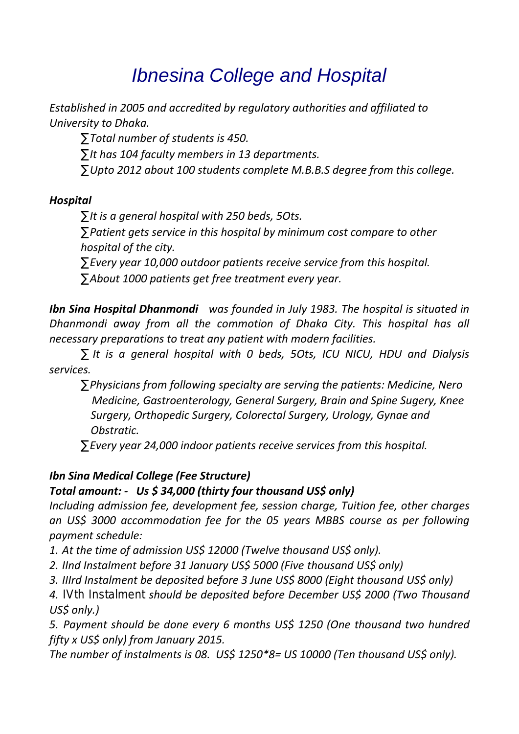# Ibnesina College and Hospital

*Established in 2005 and accredited by regulatory authorities and affiliated to University to Dhaka.*

- *Total number of students is 450.*
- *It has 104 faculty members in 13 departments.*
- *Upto 2012 about 100 students complete M.B.B.S degree from this college.*

***Hospital***

- *It is a general hospital with 250 beds, 5Ots.*
- *Patient gets service in this hospital by minimum cost compare to other hospital of the city.*
- *Every year 10,000 outdoor patients receive service from this hospital.*
- *About 1000 patients get free treatment every year.*

***Ibn Sina Hospital Dhanmondi*** *was founded in July 1983. The hospital is situated in Dhanmondi away from all the commotion of Dhaka City. This hospital has all necessary preparations to treat any patient with modern facilities.*

- *It is a general hospital with 0 beds, 5Ots, ICU NICU, HDU and Dialysis services.*
- *Physicians from following specialty are serving the patients: Medicine, Nero Medicine, Gastroenterology, General Surgery, Brain and Spine Sugery, Knee Surgery, Orthopedic Surgery, Colorectal Surgery, Urology, Gynae and Obstratic.*
- *Every year 24,000 indoor patients receive services from this hospital.*

***Ibn Sina Medical College (Fee Structure)***

***Total amount: - Us $ 34,000 (thirty four thousand US$ only)***

*Including admission fee, development fee, session charge, Tuition fee, other charges an US$ 3000 accommodation fee for the 05 years MBBS course as per following payment schedule:*

1. *At the time of admission US$ 12000 (Twelve thousand US$ only).*
2. *IInd Instalment before 31 January US$ 5000 (Five thousand US$ only)*
3. *IIIrd Instalment be deposited before 3 June US$ 8000 (Eight thousand US$ only)*
4. IVth Instalment *should be deposited before December US$ 2000 (Two Thousand US$ only.)*
5. *Payment should be done every 6 months US$ 1250 (One thousand two hundred fifty x US$ only) from January 2015.*

*The number of instalments is 08. US$ 1250*8= US 10000 (Ten thousand US$ only).*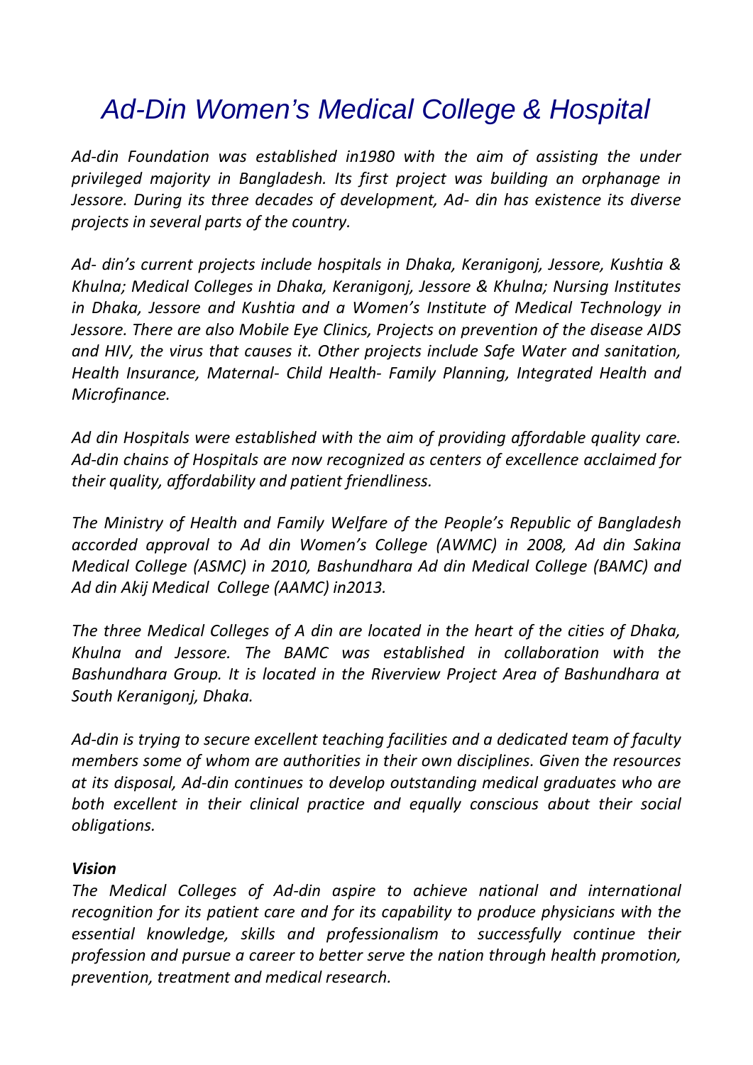# Ad-Din Women's Medical College & Hospital

*Ad-din Foundation was established in1980 with the aim of assisting the under privileged majority in Bangladesh. Its first project was building an orphanage in Jessore. During its three decades of development, Ad- din has existence its diverse projects in several parts of the country.*

*Ad- din's current projects include hospitals in Dhaka, Keranigonj, Jessore, Kushtia & Khulna; Medical Colleges in Dhaka, Keranigonj, Jessore & Khulna; Nursing Institutes in Dhaka, Jessore and Kushtia and a Women's Institute of Medical Technology in Jessore. There are also Mobile Eye Clinics, Projects on prevention of the disease AIDS and HIV, the virus that causes it. Other projects include Safe Water and sanitation, Health Insurance, Maternal- Child Health- Family Planning, Integrated Health and Microfinance.*

*Ad din Hospitals were established with the aim of providing affordable quality care. Ad-din chains of Hospitals are now recognized as centers of excellence acclaimed for their quality, affordability and patient friendliness.*

*The Ministry of Health and Family Welfare of the People's Republic of Bangladesh accorded approval to Ad din Women's College (AWMC) in 2008, Ad din Sakina Medical College (ASMC) in 2010, Bashundhara Ad din Medical College (BAMC) and Ad din Akij Medical College (AAMC) in2013.*

*The three Medical Colleges of A din are located in the heart of the cities of Dhaka, Khulna and Jessore. The BAMC was established in collaboration with the Bashundhara Group. It is located in the Riverview Project Area of Bashundhara at South Keranigonj, Dhaka.*

*Ad-din is trying to secure excellent teaching facilities and a dedicated team of faculty members some of whom are authorities in their own disciplines. Given the resources at its disposal, Ad-din continues to develop outstanding medical graduates who are both excellent in their clinical practice and equally conscious about their social obligations.*

***Vision***

*The Medical Colleges of Ad-din aspire to achieve national and international recognition for its patient care and for its capability to produce physicians with the essential knowledge, skills and professionalism to successfully continue their profession and pursue a career to better serve the nation through health promotion, prevention, treatment and medical research.*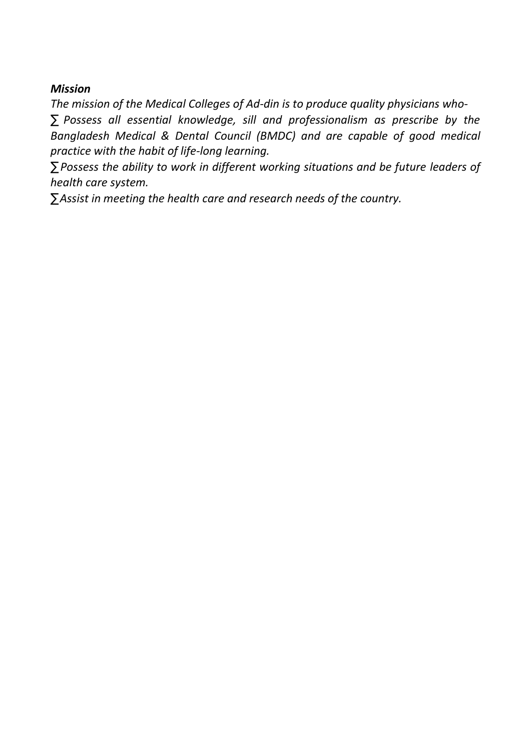***Mission***

*The mission of the Medical Colleges of Ad-din is to produce quality physicians who-*

- *Possess all essential knowledge, sill and professionalism as prescribe by the Bangladesh Medical & Dental Council (BMDC) and are capable of good medical practice with the habit of life-long learning.*
- *Possess the ability to work in different working situations and be future leaders of health care system.*
- *Assist in meeting the health care and research needs of the country.*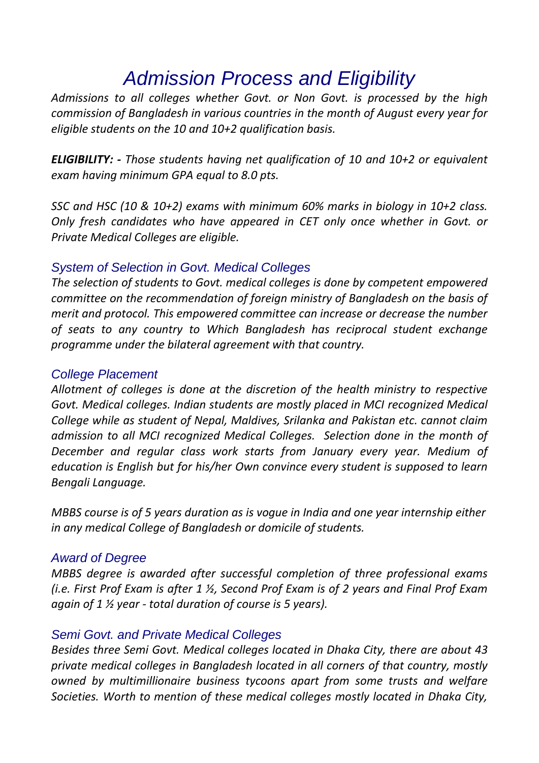# *Admission Process and Eligibility*

*Admissions to all colleges whether Govt. or Non Govt. is processed by the high commission of Bangladesh in various countries in the month of August every year for eligible students on the 10 and 10+2 qualification basis.*

***ELIGIBILITY: -*** *Those students having net qualification of 10 and 10+2 or equivalent exam having minimum GPA equal to 8.0 pts.*

*SSC and HSC (10 & 10+2) exams with minimum 60% marks in biology in 10+2 class. Only fresh candidates who have appeared in CET only once whether in Govt. or Private Medical Colleges are eligible.*

## *System of Selection in Govt. Medical Colleges*

*The selection of students to Govt. medical colleges is done by competent empowered committee on the recommendation of foreign ministry of Bangladesh on the basis of merit and protocol. This empowered committee can increase or decrease the number of seats to any country to Which Bangladesh has reciprocal student exchange programme under the bilateral agreement with that country.*

## *College Placement*

*Allotment of colleges is done at the discretion of the health ministry to respective Govt. Medical colleges. Indian students are mostly placed in MCI recognized Medical College while as student of Nepal, Maldives, Srilanka and Pakistan etc. cannot claim admission to all MCI recognized Medical Colleges. Selection done in the month of December and regular class work starts from January every year. Medium of education is English but for his/her Own convince every student is supposed to learn Bengali Language.*

*MBBS course is of 5 years duration as is vogue in India and one year internship either in any medical College of Bangladesh or domicile of students.*

## *Award of Degree*

*MBBS degree is awarded after successful completion of three professional exams (i.e. First Prof Exam is after 1 ½, Second Prof Exam is of 2 years and Final Prof Exam again of 1 ½ year - total duration of course is 5 years).*

## *Semi Govt. and Private Medical Colleges*

*Besides three Semi Govt. Medical colleges located in Dhaka City, there are about 43 private medical colleges in Bangladesh located in all corners of that country, mostly owned by multimillionaire business tycoons apart from some trusts and welfare Societies. Worth to mention of these medical colleges mostly located in Dhaka City,*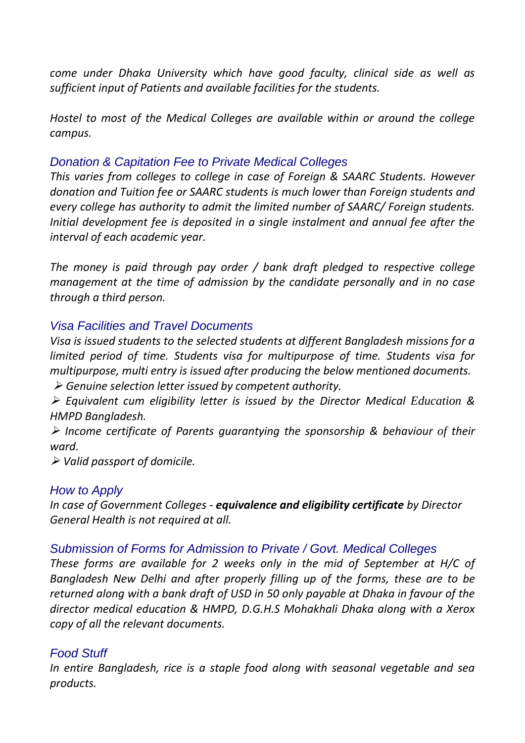*come under Dhaka University which have good faculty, clinical side as well as sufficient input of Patients and available facilities for the students.*

*Hostel to most of the Medical Colleges are available within or around the college campus.*

## Donation & Capitation Fee to Private Medical Colleges

*This varies from colleges to college in case of Foreign & SAARC Students. However donation and Tuition fee or SAARC students is much lower than Foreign students and every college has authority to admit the limited number of SAARC/ Foreign students. Initial development fee is deposited in a single instalment and annual fee after the interval of each academic year.*

*The money is paid through pay order / bank draft pledged to respective college management at the time of admission by the candidate personally and in no case through a third person.*

## Visa Facilities and Travel Documents

*Visa is issued students to the selected students at different Bangladesh missions for a limited period of time. Students visa for multipurpose of time. Students visa for multipurpose, multi entry is issued after producing the below mentioned documents.*

- *Genuine selection letter issued by competent authority.*
- *Equivalent cum eligibility letter is issued by the Director Medical Education & HMPD Bangladesh.*
- *Income certificate of Parents guarantying the sponsorship & behaviour of their ward.*
- *Valid passport of domicile.*

## How to Apply

*In case of Government Colleges - **equivalence and eligibility certificate** by Director General Health is not required at all.*

## Submission of Forms for Admission to Private / Govt. Medical Colleges

*These forms are available for 2 weeks only in the mid of September at H/C of Bangladesh New Delhi and after properly filling up of the forms, these are to be returned along with a bank draft of USD in 50 only payable at Dhaka in favour of the director medical education & HMPD, D.G.H.S Mohakhali Dhaka along with a Xerox copy of all the relevant documents.*

## Food Stuff

*In entire Bangladesh, rice is a staple food along with seasonal vegetable and sea products.*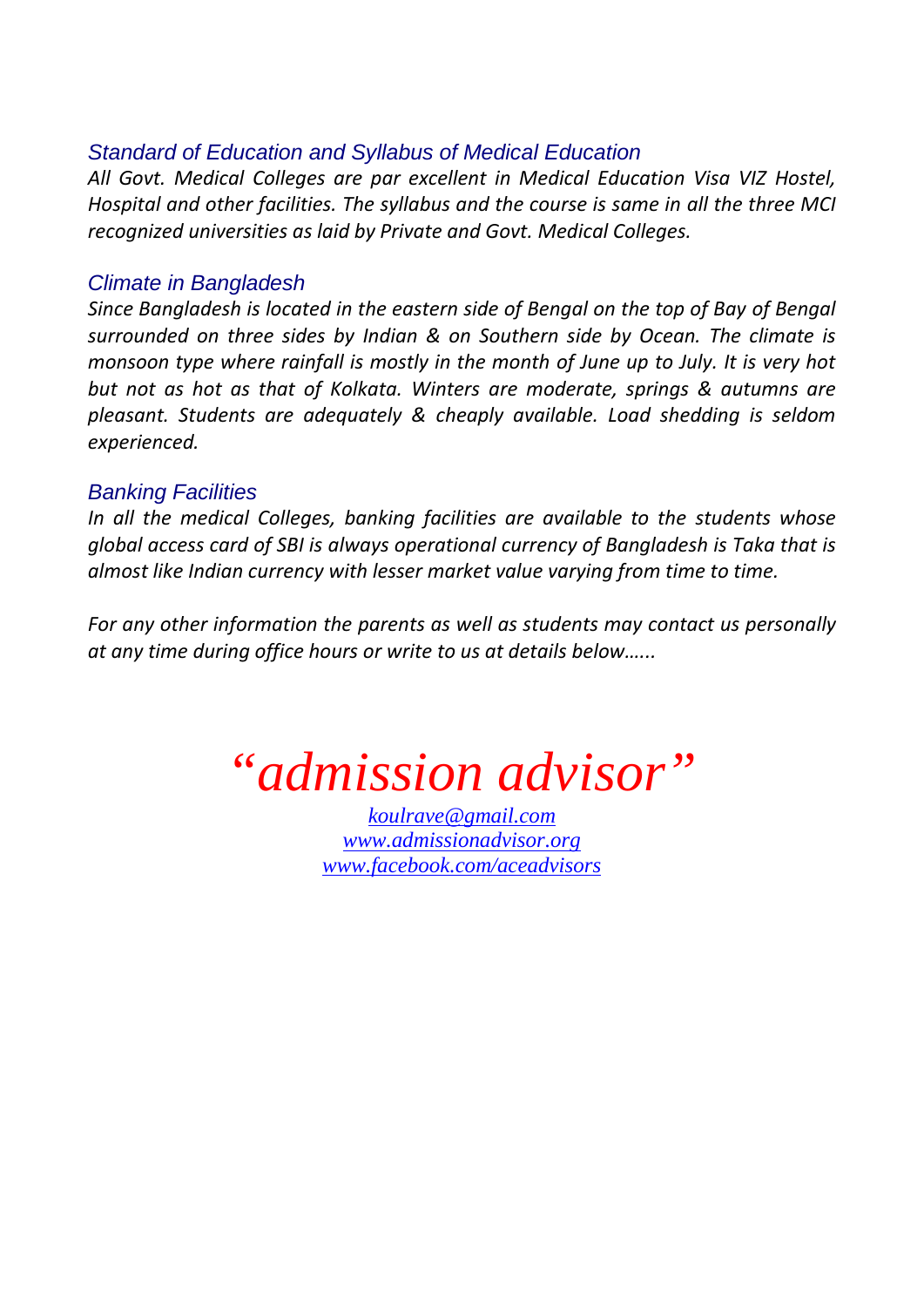### *Standard of Education and Syllabus of Medical Education*

*All Govt. Medical Colleges are par excellent in Medical Education Visa VIZ Hostel, Hospital and other facilities. The syllabus and the course is same in all the three MCI recognized universities as laid by Private and Govt. Medical Colleges.*

### *Climate in Bangladesh*

*Since Bangladesh is located in the eastern side of Bengal on the top of Bay of Bengal surrounded on three sides by Indian & on Southern side by Ocean. The climate is monsoon type where rainfall is mostly in the month of June up to July. It is very hot but not as hot as that of Kolkata. Winters are moderate, springs & autumns are pleasant. Students are adequately & cheaply available. Load shedding is seldom experienced.*

### *Banking Facilities*

*In all the medical Colleges, banking facilities are available to the students whose global access card of SBI is always operational currency of Bangladesh is Taka that is almost like Indian currency with lesser market value varying from time to time.*

*For any other information the parents as well as students may contact us personally at any time during office hours or write to us at details below……*

# *"admission advisor"*

*koulrave@gmail.com*
*www.admissionadvisor.org*
*www.facebook.com/aceadvisors*